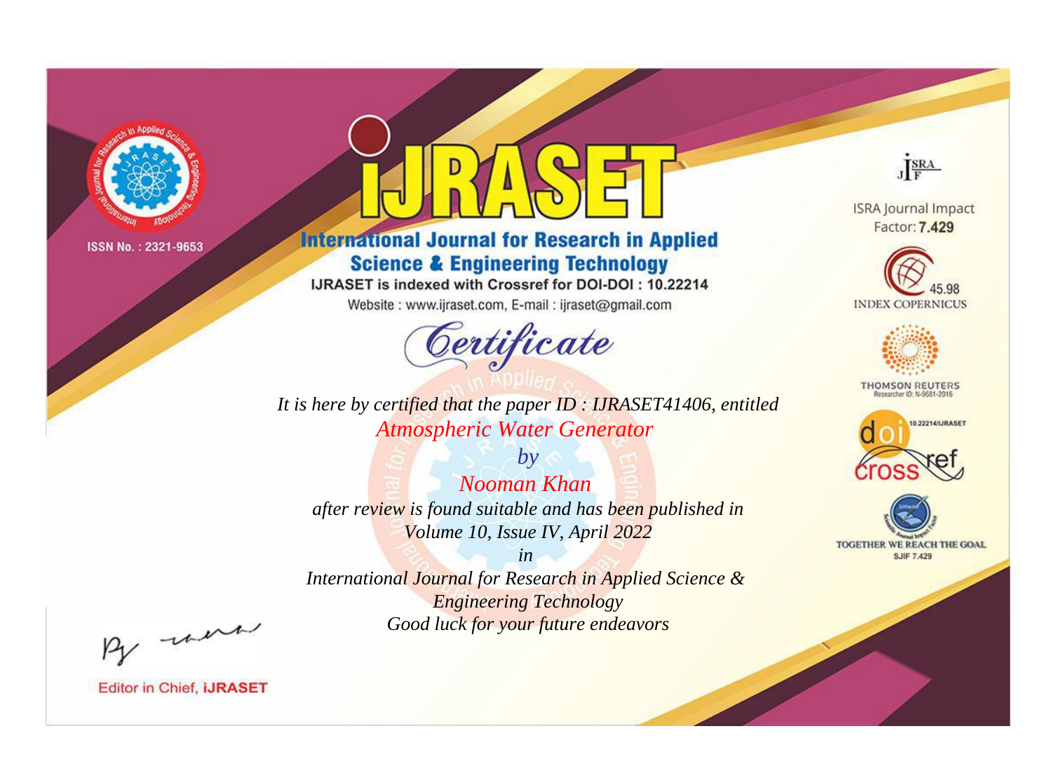ISSN No. : 2321-9653

# IJRASET

## International Journal for Research in Applied Science & Engineering Technology

IJRASET is indexed with Crossref for DOI-DOI : 10.22214

Website : www.ijraset.com, E-mail : ijraset@gmail.com

ISRA Journal Impact Factor: **7.429**

45.98 INDEX COPERNICUS

THOMSON REUTERS Researcher ID: N-9681-2016

10.22214/IJRASET

TOGETHER WE REACH THE GOAL SJIF 7.429

# *Certificate*

*It is here by certified that the paper ID : IJRASET41406, entitled*

*Atmospheric Water Generator*

*by*

*Nooman Khan*

*after review is found suitable and has been published in*

*Volume 10, Issue IV, April 2022*

*in*

*International Journal for Research in Applied Science & Engineering Technology*

*Good luck for your future endeavors*

Editor in Chief, **iJRASET**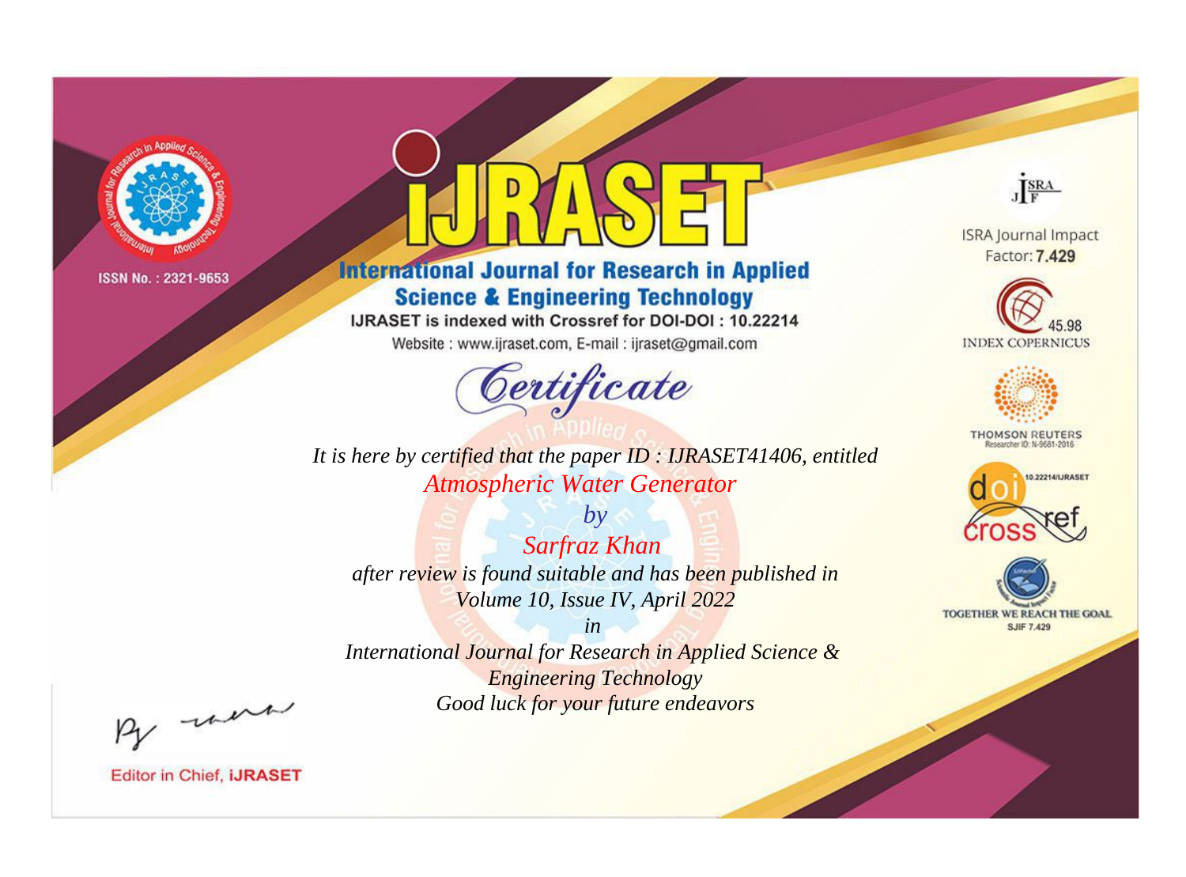ISSN No. : 2321-9653

# IJRASET

## International Journal for Research in Applied Science & Engineering Technology

IJRASET is indexed with Crossref for DOI-DOI : 10.22214

Website : www.ijraset.com, E-mail : ijraset@gmail.com

ISRA Journal Impact Factor: **7.429**

45.98 INDEX COPERNICUS

THOMSON REUTERS Researcher ID: N-9681-2016

10.22214/IJRASET

TOGETHER WE REACH THE GOAL SJIF 7.429

# *Certificate*

*It is here by certified that the paper ID : IJRASET41406, entitled*

*Atmospheric Water Generator*

*by*

*Sarfraz Khan*

*after review is found suitable and has been published in*

*Volume 10, Issue IV, April 2022*

*in*

*International Journal for Research in Applied Science & Engineering Technology*

*Good luck for your future endeavors*

Editor in Chief, **IJRASET**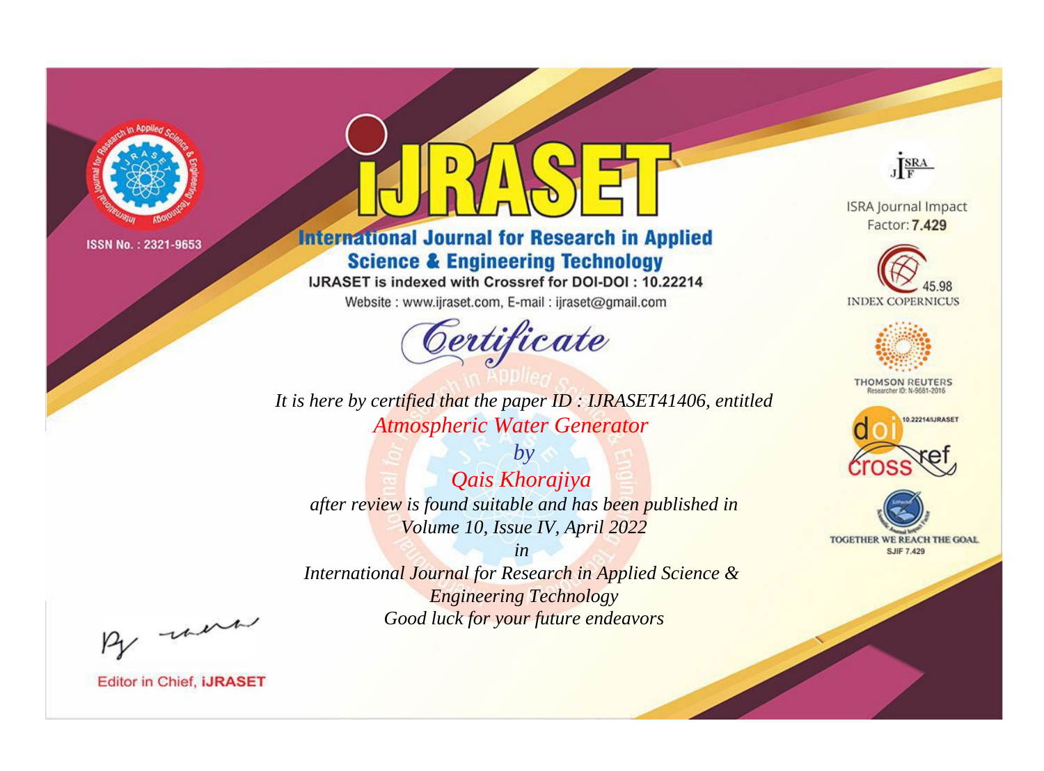ISSN No. : 2321-9653

# iJRASET

## International Journal for Research in Applied Science & Engineering Technology

IJRASET is indexed with Crossref for DOI-DOI : 10.22214

Website : www.ijraset.com, E-mail : ijraset@gmail.com

*Certificate*

*It is here by certified that the paper ID : IJRASET41406, entitled*

*Atmospheric Water Generator*

*by*

*Qais Khorajiya*

*after review is found suitable and has been published in*

*Volume 10, Issue IV, April 2022*

*in*

*International Journal for Research in Applied Science & Engineering Technology*

*Good luck for your future endeavors*

Editor in Chief, iJRASET

ISRA Journal Impact Factor: **7.429**

45.98 INDEX COPERNICUS

THOMSON REUTERS Researcher ID: N-9681-2016

10.22214/IJRASET

TOGETHER WE REACH THE GOAL SJIF 7.429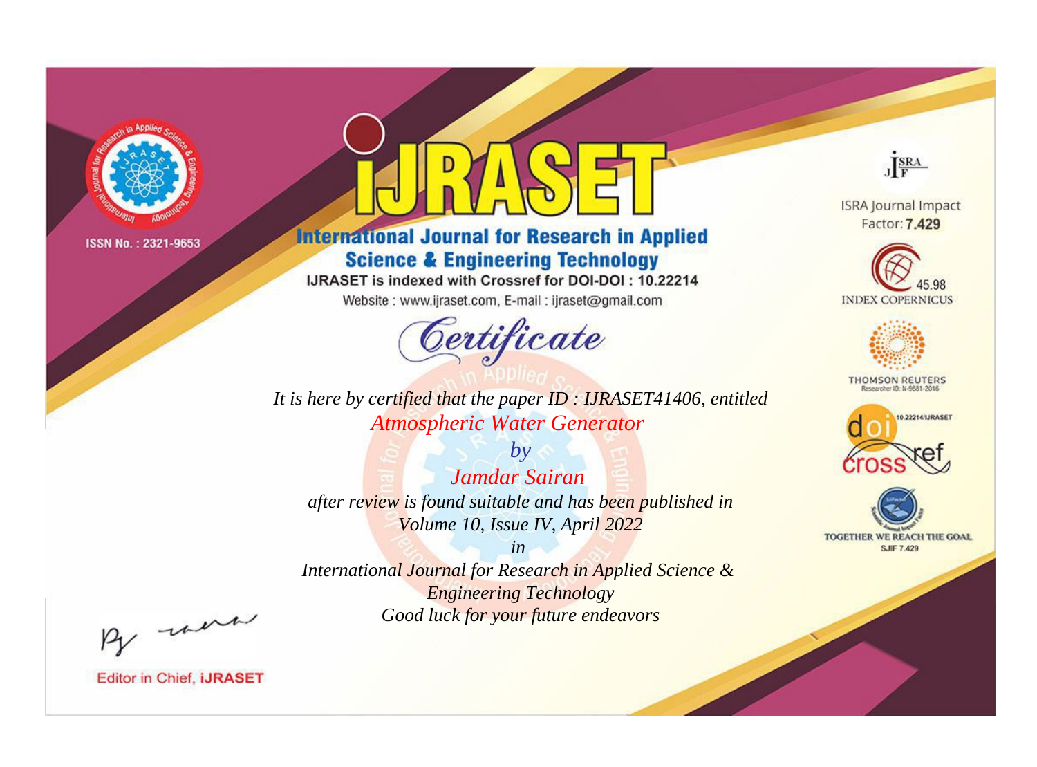ISSN No. : 2321-9653

# iJRASET

## International Journal for Research in Applied Science & Engineering Technology

IJRASET is indexed with Crossref for DOI-DOI : 10.22214

Website : www.ijraset.com, E-mail : ijraset@gmail.com

*Certificate*

*It is here by certified that the paper ID : IJRASET41406, entitled*

*Atmospheric Water Generator*

*by*

*Jamdar Sairan*

*after review is found suitable and has been published in*

*Volume 10, Issue IV, April 2022*

*in*

*International Journal for Research in Applied Science & Engineering Technology*

*Good luck for your future endeavors*

Editor in Chief, iJRASET

ISRA Journal Impact Factor: **7.429**

45.98 INDEX COPERNICUS

THOMSON REUTERS Researcher ID: N-9681-2016

10.22214/IJRASET

TOGETHER WE REACH THE GOAL SJIF 7.429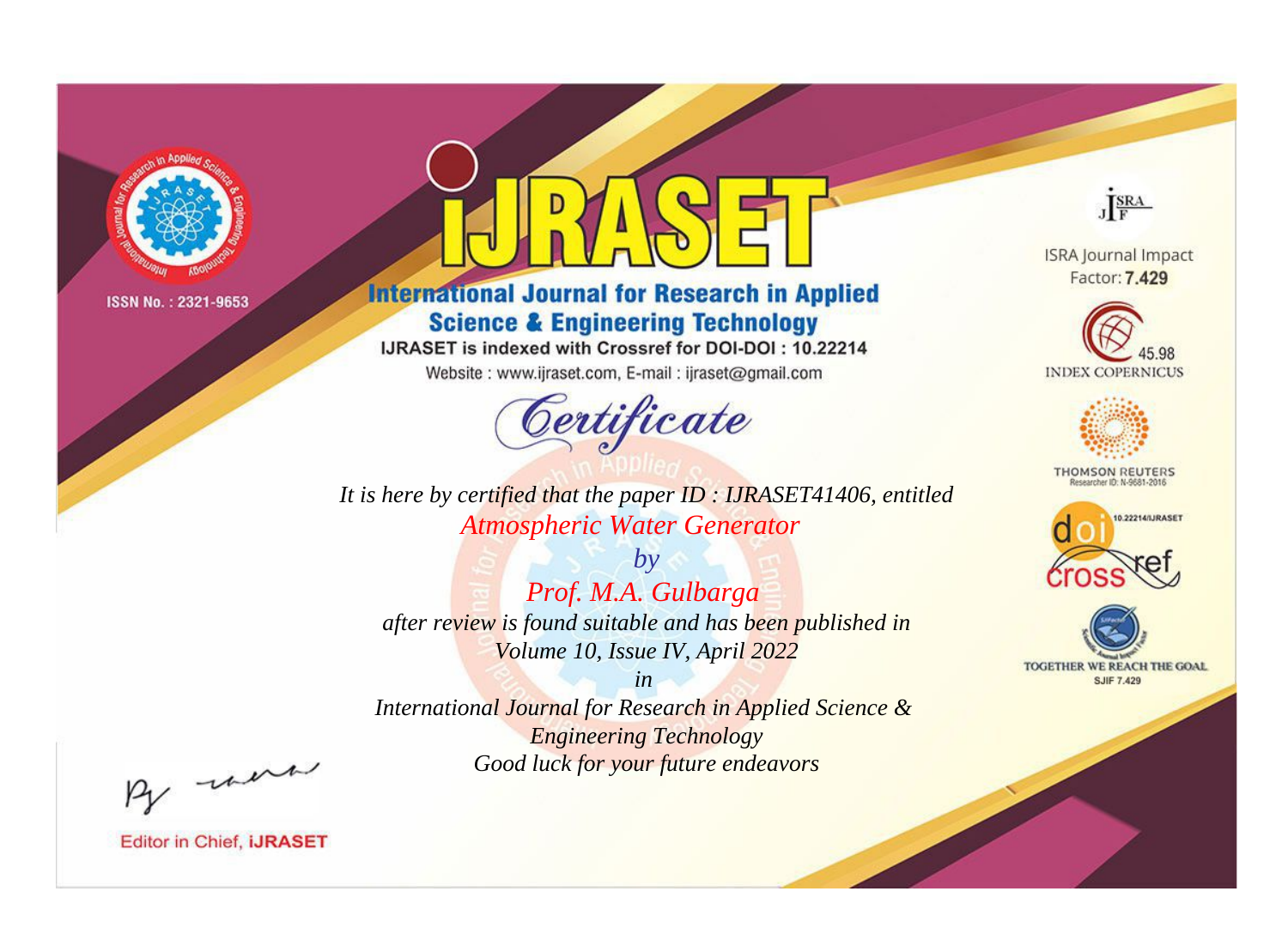ISSN No. : 2321-9653

# iJRASET

## International Journal for Research in Applied Science & Engineering Technology

IJRASET is indexed with Crossref for DOI-DOI : 10.22214

Website : www.ijraset.com, E-mail : ijraset@gmail.com

# Certificate

*It is here by certified that the paper ID : IJRASET41406, entitled*

*Atmospheric Water Generator*

*by*

*Prof. M.A. Gulbarga*

*after review is found suitable and has been published in*

*Volume 10, Issue IV, April 2022*

*in*

*International Journal for Research in Applied Science & Engineering Technology*

*Good luck for your future endeavors*

ISRA Journal Impact Factor: **7.429**

45.98 INDEX COPERNICUS

THOMSON REUTERS
Researcher ID: N-9681-2016

10.22214/IJRASET

TOGETHER WE REACH THE GOAL
SJIF 7.429

Editor in Chief, **iJRASET**